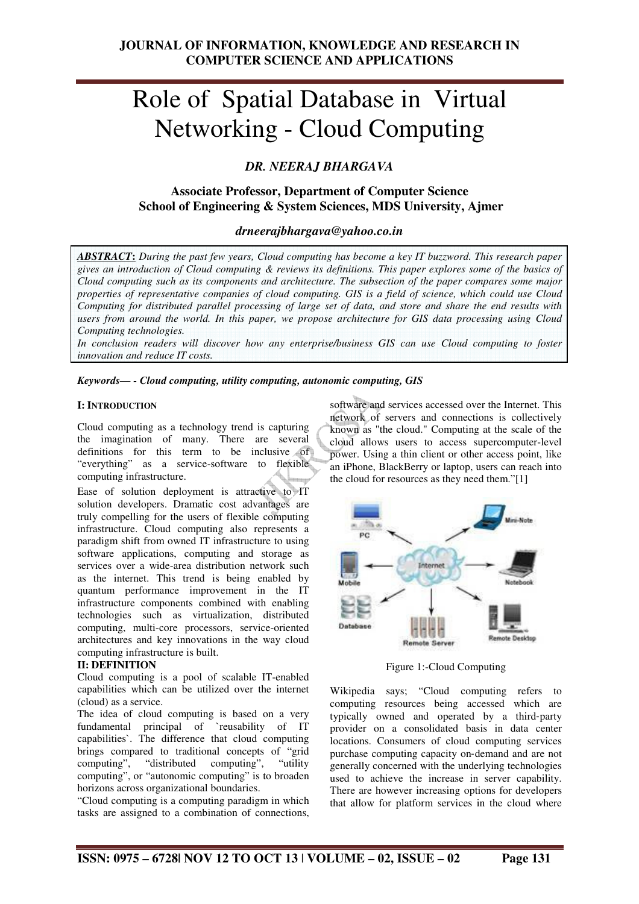# Role of Spatial Database in Virtual Networking - Cloud Computing

***DR. NEERAJ BHARGAVA***

**Associate Professor, Department of Computer Science**
**School of Engineering & System Sciences, MDS University, Ajmer**

*drneerajbhargava@yahoo.co.in*

***ABSTRACT*: *During the past few years, Cloud computing has become a key IT buzzword. This research paper gives an introduction of Cloud computing & reviews its definitions. This paper explores some of the basics of Cloud computing such as its components and architecture. The subsection of the paper compares some major properties of representative companies of cloud computing. GIS is a field of science, which could use Cloud Computing for distributed parallel processing of large set of data, and store and share the end results with users from around the world. In this paper, we propose architecture for GIS data processing using Cloud Computing technologies.*
*In conclusion readers will discover how any enterprise/business GIS can use Cloud computing to foster innovation and reduce IT costs.*

***Keywords— - Cloud computing, utility computing, autonomic computing, GIS***

## I: INTRODUCTION

Cloud computing as a technology trend is capturing the imagination of many. There are several definitions for this term to be inclusive of "everything" as a service-software to flexible computing infrastructure.

Ease of solution deployment is attractive to IT solution developers. Dramatic cost advantages are truly compelling for the users of flexible computing infrastructure. Cloud computing also represents a paradigm shift from owned IT infrastructure to using software applications, computing and storage as services over a wide-area distribution network such as the internet. This trend is being enabled by quantum performance improvement in the IT infrastructure components combined with enabling technologies such as virtualization, distributed computing, multi-core processors, service-oriented architectures and key innovations in the way cloud computing infrastructure is built.

## II: DEFINITION

Cloud computing is a pool of scalable IT-enabled capabilities which can be utilized over the internet (cloud) as a service.

The idea of cloud computing is based on a very fundamental principal of `reusability of IT capabilities`. The difference that cloud computing brings compared to traditional concepts of "grid computing", "distributed computing", "utility computing", or "autonomic computing" is to broaden horizons across organizational boundaries.

"Cloud computing is a computing paradigm in which tasks are assigned to a combination of connections, software and services accessed over the Internet. This network of servers and connections is collectively known as "the cloud." Computing at the scale of the cloud allows users to access supercomputer-level power. Using a thin client or other access point, like an iPhone, BlackBerry or laptop, users can reach into the cloud for resources as they need them."[1]

Figure 1:-Cloud Computing

Wikipedia says; "Cloud computing refers to computing resources being accessed which are typically owned and operated by a third-party provider on a consolidated basis in data center locations. Consumers of cloud computing services purchase computing capacity on-demand and are not generally concerned with the underlying technologies used to achieve the increase in server capability. There are however increasing options for developers that allow for platform services in the cloud where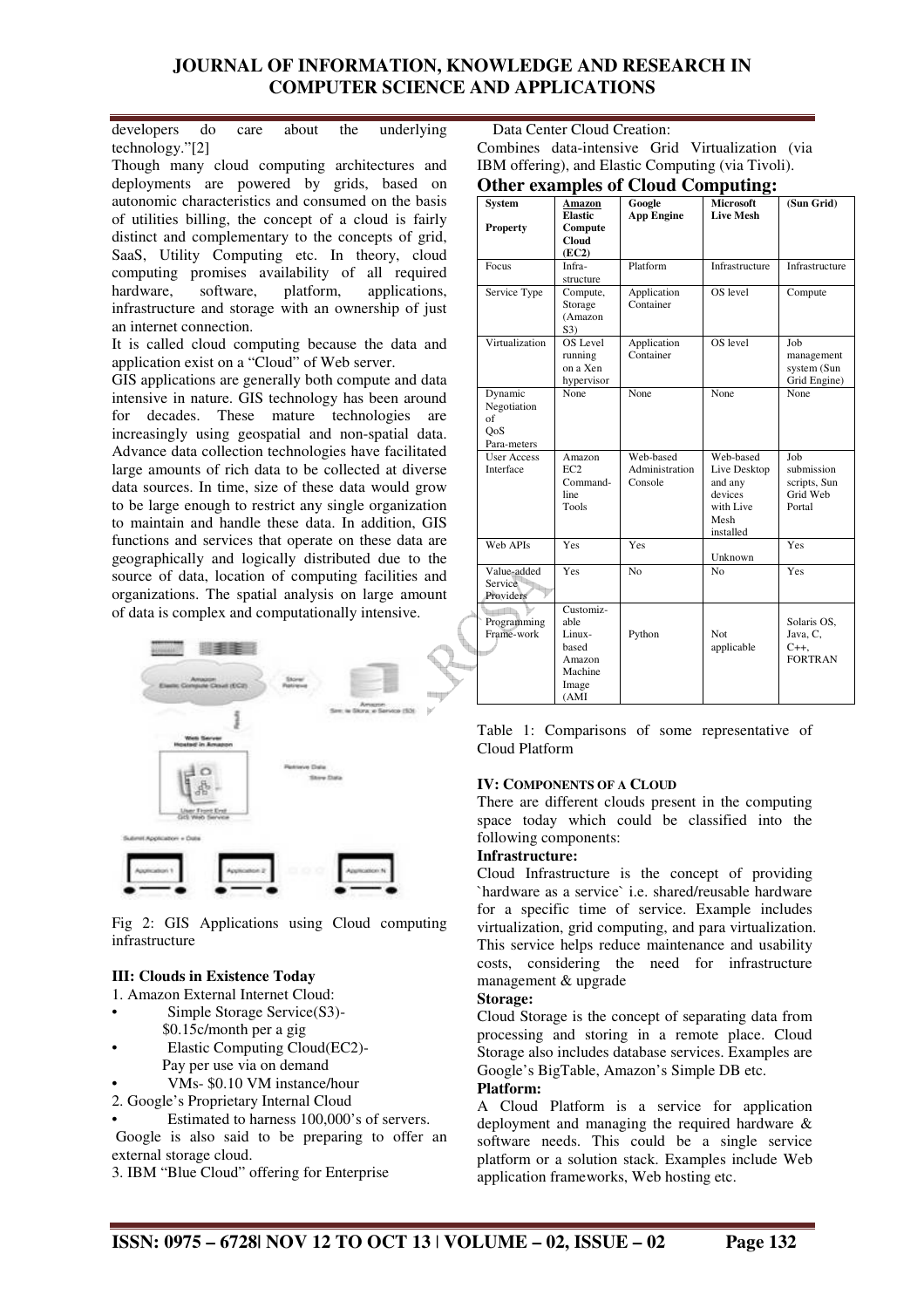developers do care about the underlying technology."[2]

Though many cloud computing architectures and deployments are powered by grids, based on autonomic characteristics and consumed on the basis of utilities billing, the concept of a cloud is fairly distinct and complementary to the concepts of grid, SaaS, Utility Computing etc. In theory, cloud computing promises availability of all required hardware, software, platform, applications, infrastructure and storage with an ownership of just an internet connection.

It is called cloud computing because the data and application exist on a "Cloud" of Web server.

GIS applications are generally both compute and data intensive in nature. GIS technology has been around for decades. These mature technologies are increasingly using geospatial and non-spatial data. Advance data collection technologies have facilitated large amounts of rich data to be collected at diverse data sources. In time, size of these data would grow to be large enough to restrict any single organization to maintain and handle these data. In addition, GIS functions and services that operate on these data are geographically and logically distributed due to the source of data, location of computing facilities and organizations. The spatial analysis on large amount of data is complex and computationally intensive.

Fig 2: GIS Applications using Cloud computing infrastructure

### III: Clouds in Existence Today

1. Amazon External Internet Cloud:
   - Simple Storage Service(S3)- $0.15c/month per a gig
   - Elastic Computing Cloud(EC2)- Pay per use via on demand
   - VMs- $0.10 VM instance/hour
2. Google's Proprietary Internal Cloud
   - Estimated to harness 100,000's of servers.

Google is also said to be preparing to offer an external storage cloud.

3. IBM "Blue Cloud" offering for Enterprise

Data Center Cloud Creation:

Combines data-intensive Grid Virtualization (via IBM offering), and Elastic Computing (via Tivoli).

## Other examples of Cloud Computing:

| System / Property | Amazon Elastic Compute Cloud (EC2) | Google App Engine | Microsoft Live Mesh | (Sun Grid) |
|---|---|---|---|---|
| Focus | Infra-structure | Platform | Infrastructure | Infrastructure |
| Service Type | Compute, Storage (Amazon S3) | Application Container | OS level | Compute |
| Virtualization | OS Level running on a Xen hypervisor | Application Container | OS level | Job management system (Sun Grid Engine) |
| Dynamic Negotiation of QoS Para-meters | None | None | None | None |
| User Access Interface | Amazon EC2 Command-line Tools | Web-based Administration Console | Web-based Live Desktop and any devices with Live Mesh installed | Job submission scripts, Sun Grid Web Portal |
| Web APIs | Yes | Yes | Unknown | Yes |
| Value-added Service Providers | Yes | No | No | Yes |
| Programming Frame-work | Customiz-able Linux-based Amazon Machine Image (AMI | Python | Not applicable | Solaris OS, Java, C, C++, FORTRAN |

Table 1: Comparisons of some representative of Cloud Platform

### IV: Components of a Cloud

There are different clouds present in the computing space today which could be classified into the following components:

**Infrastructure:**

Cloud Infrastructure is the concept of providing `hardware as a service` i.e. shared/reusable hardware for a specific time of service. Example includes virtualization, grid computing, and para virtualization. This service helps reduce maintenance and usability costs, considering the need for infrastructure management & upgrade

**Storage:**

Cloud Storage is the concept of separating data from processing and storing in a remote place. Cloud Storage also includes database services. Examples are Google's BigTable, Amazon's Simple DB etc.

**Platform:**

A Cloud Platform is a service for application deployment and managing the required hardware & software needs. This could be a single service platform or a solution stack. Examples include Web application frameworks, Web hosting etc.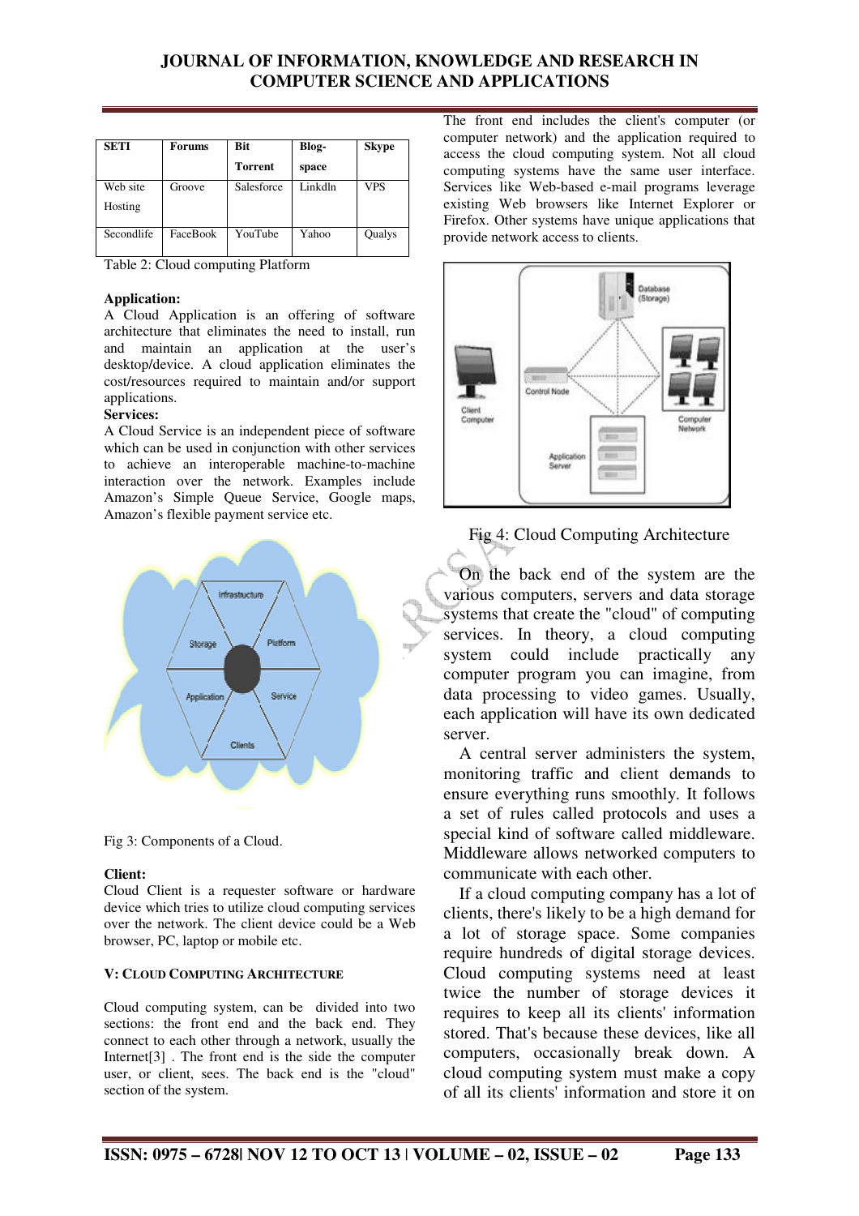| SETI | Forums | Bit Torrent | Blog-space | Skype |
|---|---|---|---|---|
| Web site Hosting | Groove | Salesforce | Linkdln | VPS |
| Secondlife | FaceBook | YouTube | Yahoo | Qualys |

Table 2: Cloud computing Platform

**Application:**
A Cloud Application is an offering of software architecture that eliminates the need to install, run and maintain an application at the user's desktop/device. A cloud application eliminates the cost/resources required to maintain and/or support applications.

**Services:**
A Cloud Service is an independent piece of software which can be used in conjunction with other services to achieve an interoperable machine-to-machine interaction over the network. Examples include Amazon's Simple Queue Service, Google maps, Amazon's flexible payment service etc.

Fig 3: Components of a Cloud.

**Client:**
Cloud Client is a requester software or hardware device which tries to utilize cloud computing services over the network. The client device could be a Web browser, PC, laptop or mobile etc.

## V: Cloud Computing Architecture

Cloud computing system, can be divided into two sections: the front end and the back end. They connect to each other through a network, usually the Internet[3] . The front end is the side the computer user, or client, sees. The back end is the "cloud" section of the system.

The front end includes the client's computer (or computer network) and the application required to access the cloud computing system. Not all cloud computing systems have the same user interface. Services like Web-based e-mail programs leverage existing Web browsers like Internet Explorer or Firefox. Other systems have unique applications that provide network access to clients.

Fig 4: Cloud Computing Architecture

On the back end of the system are the various computers, servers and data storage systems that create the "cloud" of computing services. In theory, a cloud computing system could include practically any computer program you can imagine, from data processing to video games. Usually, each application will have its own dedicated server.

A central server administers the system, monitoring traffic and client demands to ensure everything runs smoothly. It follows a set of rules called protocols and uses a special kind of software called middleware. Middleware allows networked computers to communicate with each other.

If a cloud computing company has a lot of clients, there's likely to be a high demand for a lot of storage space. Some companies require hundreds of digital storage devices. Cloud computing systems need at least twice the number of storage devices it requires to keep all its clients' information stored. That's because these devices, like all computers, occasionally break down. A cloud computing system must make a copy of all its clients' information and store it on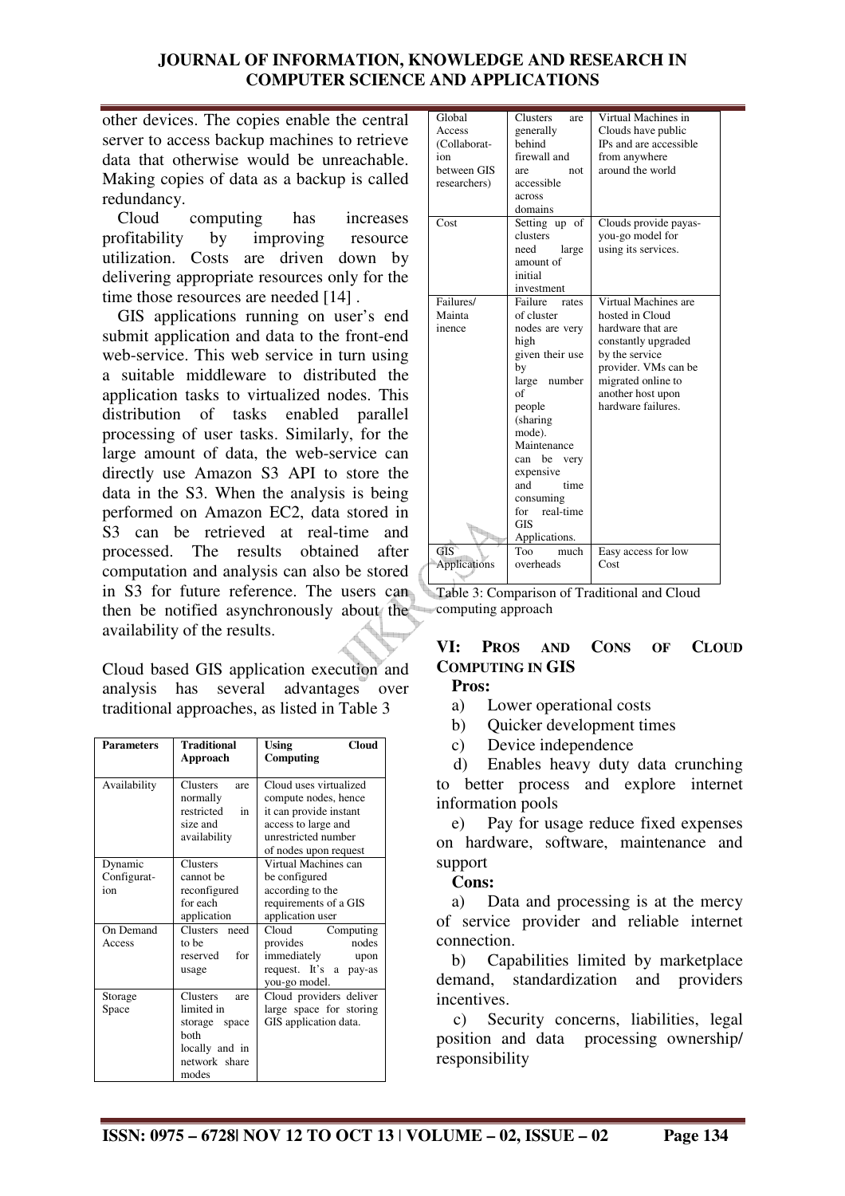other devices. The copies enable the central server to access backup machines to retrieve data that otherwise would be unreachable. Making copies of data as a backup is called redundancy.

Cloud computing has increases profitability by improving resource utilization. Costs are driven down by delivering appropriate resources only for the time those resources are needed [14] .

GIS applications running on user's end submit application and data to the front-end web-service. This web service in turn using a suitable middleware to distributed the application tasks to virtualized nodes. This distribution of tasks enabled parallel processing of user tasks. Similarly, for the large amount of data, the web-service can directly use Amazon S3 API to store the data in the S3. When the analysis is being performed on Amazon EC2, data stored in S3 can be retrieved at real-time and processed. The results obtained after computation and analysis can also be stored in S3 for future reference. The users can then be notified asynchronously about the availability of the results.

Cloud based GIS application execution and analysis has several advantages over traditional approaches, as listed in Table 3

| Parameters | Traditional Approach | Using Cloud Computing |
|---|---|---|
| Availability | Clusters are normally restricted in size and availability | Cloud uses virtualized compute nodes, hence it can provide instant access to large and unrestricted number of nodes upon request |
| Dynamic Configurat-ion | Clusters cannot be reconfigured for each application | Virtual Machines can be configured according to the requirements of a GIS application user |
| On Demand Access | Clusters need to be reserved for usage | Cloud Computing provides nodes immediately upon request. It's a pay-as you-go model. |
| Storage Space | Clusters are limited in storage space both locally and in network share modes | Cloud providers deliver large space for storing GIS application data. |
| Global Access (Collaborat-ion between GIS researchers) | Clusters are generally behind firewall and are not accessible across domains | Virtual Machines in Clouds have public IPs and are accessible from anywhere around the world |
| Cost | Setting up of clusters need large amount of initial investment | Clouds provide payas-you-go model for using its services. |
| Failures/ Maintainence | Failure rates of cluster nodes are very high given their use by large number of people (sharing mode). Maintenance can be very expensive and time consuming for real-time GIS Applications. | Virtual Machines are hosted in Cloud hardware that are constantly upgraded by the service provider. VMs can be migrated online to another host upon hardware failures. |
| GIS Applications | Too much overheads | Easy access for low Cost |

Table 3: Comparison of Traditional and Cloud computing approach

## VI: Pros and Cons of Cloud Computing in GIS

**Pros:**

a) Lower operational costs

b) Quicker development times

c) Device independence

d) Enables heavy duty data crunching to better process and explore internet information pools

e) Pay for usage reduce fixed expenses on hardware, software, maintenance and support

**Cons:**

a) Data and processing is at the mercy of service provider and reliable internet connection.

b) Capabilities limited by marketplace demand, standardization and providers incentives.

c) Security concerns, liabilities, legal position and data processing ownership/ responsibility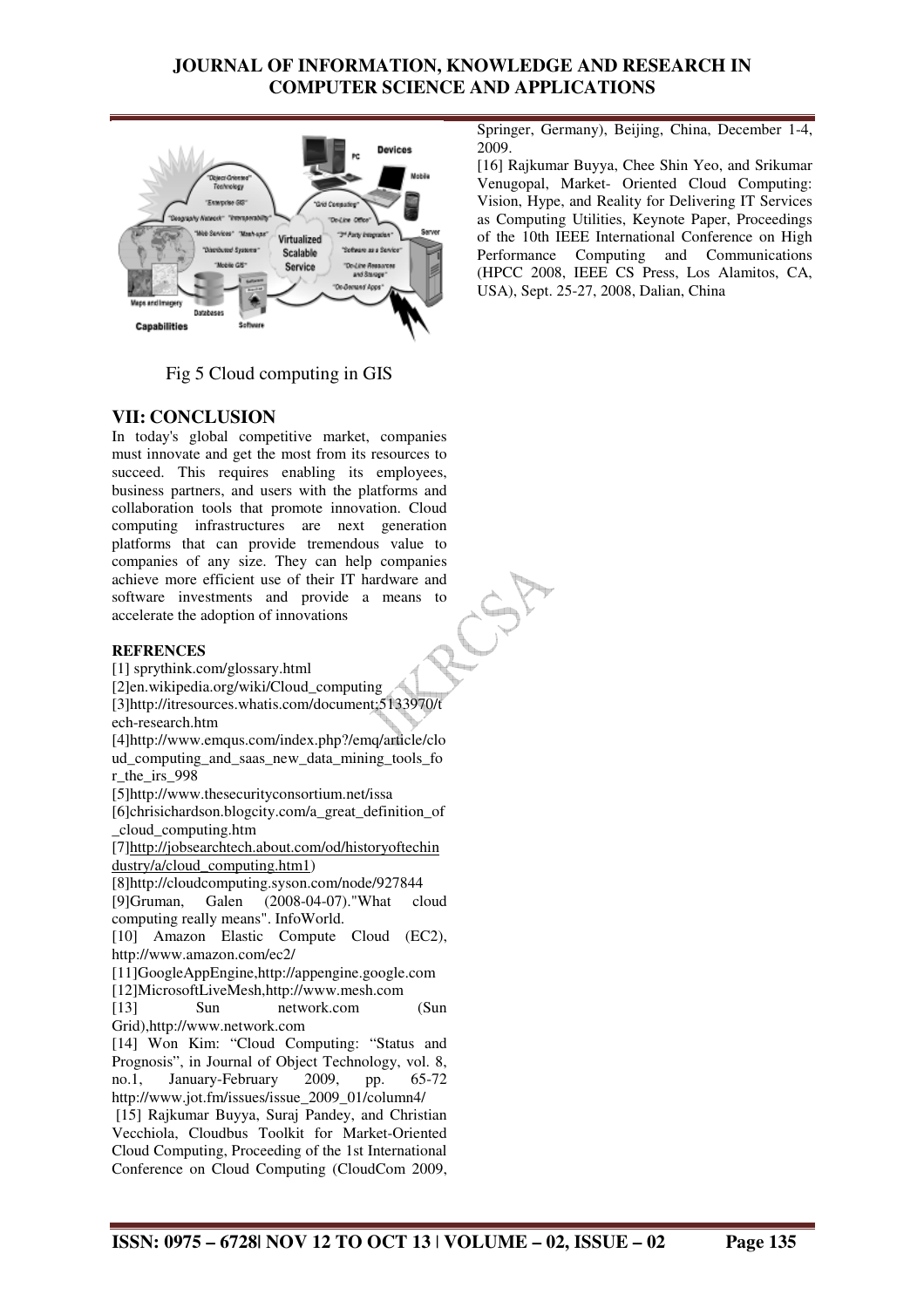Fig 5 Cloud computing in GIS

## VII: CONCLUSION

In today's global competitive market, companies must innovate and get the most from its resources to succeed. This requires enabling its employees, business partners, and users with the platforms and collaboration tools that promote innovation. Cloud computing infrastructures are next generation platforms that can provide tremendous value to companies of any size. They can help companies achieve more efficient use of their IT hardware and software investments and provide a means to accelerate the adoption of innovations

**REFRENCES**

[1] sprythink.com/glossary.html

[2]en.wikipedia.org/wiki/Cloud_computing

[3]http://itresources.whatis.com/document;5133970/tech-research.htm

[4]http://www.emqus.com/index.php?/emq/article/cloud_computing_and_saas_new_data_mining_tools_for_the_irs_998

[5]http://www.thesecurityconsortium.net/issa

[6]chrisichardson.blogcity.com/a_great_definition_of_cloud_computing.htm

[7]http://jobsearchtech.about.com/od/historyoftechindustry/a/cloud_computing.htm1)

[8]http://cloudcomputing.syson.com/node/927844

[9]Gruman, Galen (2008-04-07)."What cloud computing really means". InfoWorld.

[10] Amazon Elastic Compute Cloud (EC2), http://www.amazon.com/ec2/

[11]GoogleAppEngine,http://appengine.google.com

[12]MicrosoftLiveMesh,http://www.mesh.com

[13] Sun network.com (Sun Grid),http://www.network.com

[14] Won Kim: "Cloud Computing: "Status and Prognosis", in Journal of Object Technology, vol. 8, no.1, January-February 2009, pp. 65-72 http://www.jot.fm/issues/issue_2009_01/column4/

[15] Rajkumar Buyya, Suraj Pandey, and Christian Vecchiola, Cloudbus Toolkit for Market-Oriented Cloud Computing, Proceeding of the 1st International Conference on Cloud Computing (CloudCom 2009, Springer, Germany), Beijing, China, December 1-4, 2009.

[16] Rajkumar Buyya, Chee Shin Yeo, and Srikumar Venugopal, Market- Oriented Cloud Computing: Vision, Hype, and Reality for Delivering IT Services as Computing Utilities, Keynote Paper, Proceedings of the 10th IEEE International Conference on High Performance Computing and Communications (HPCC 2008, IEEE CS Press, Los Alamitos, CA, USA), Sept. 25-27, 2008, Dalian, China